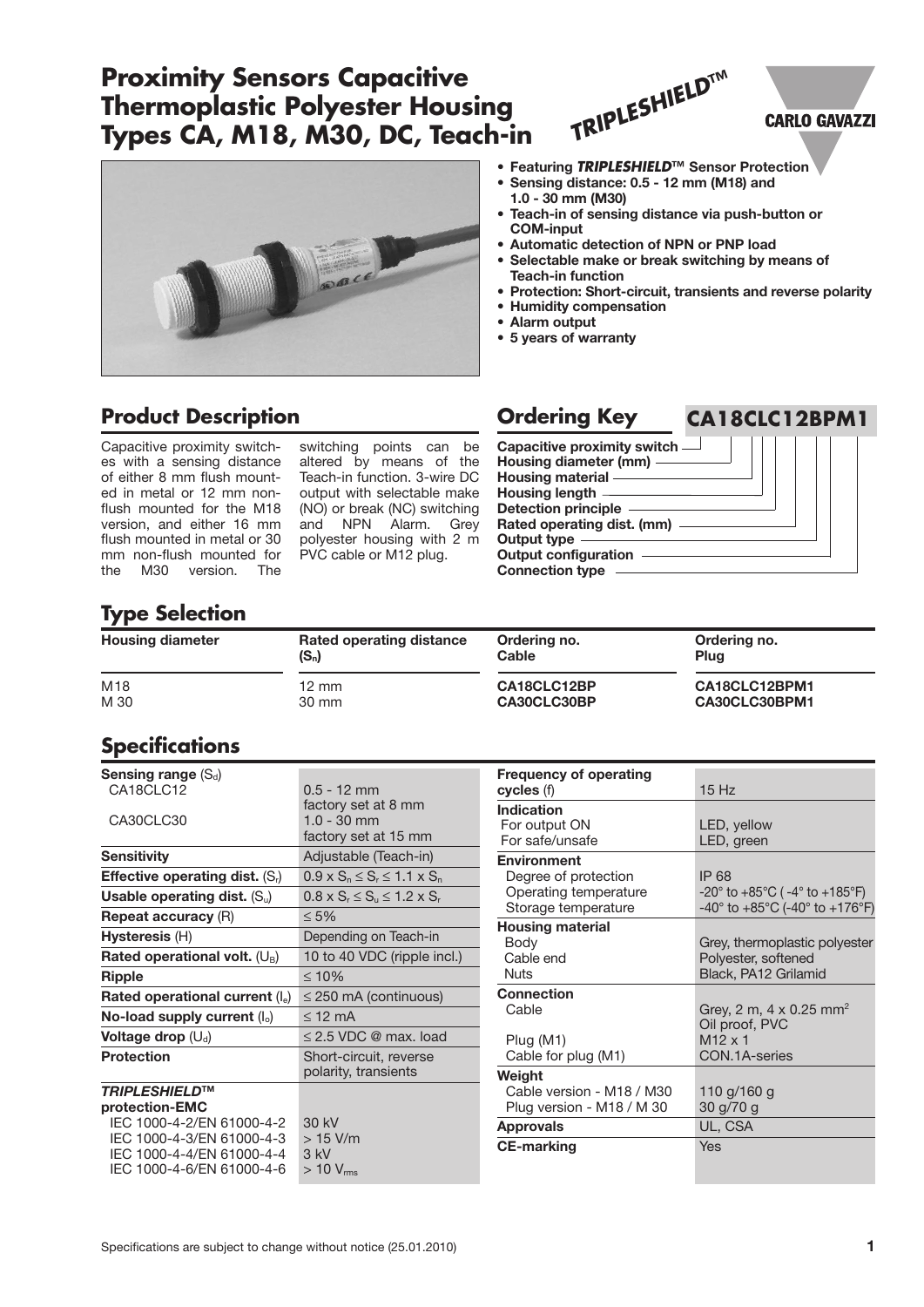# Proximity Sensors Capacitive Thermoplastic Polyester Housing Types CA, M18, M30, DC, Teach-in

TRIPLESHIELD™

CARLO GAVAZZI

- **Featuring *TRIPLESHIELD*™ Sensor Protection**
- **Sensing distance: 0.5 - 12 mm (M18) and 1.0 - 30 mm (M30)**
- **Teach-in of sensing distance via push-button or COM-input**
- **Automatic detection of NPN or PNP load**
- **Selectable make or break switching by means of Teach-in function**
- **Protection: Short-circuit, transients and reverse polarity**
- **Humidity compensation**
- **Alarm output**
- **5 years of warranty**

## Product Description

Capacitive proximity switches with a sensing distance of either 8 mm flush mounted in metal or 12 mm non-flush mounted for the M18 version, and either 16 mm flush mounted in metal or 30 mm non-flush mounted for the M30 version. The switching points can be altered by means of the Teach-in function. 3-wire DC output with selectable make (NO) or break (NC) switching and NPN Alarm. Grey polyester housing with 2 m PVC cable or M12 plug.

## Ordering Key

**CA18CLC12BPM1**

- Capacitive proximity switch
- Housing diameter (mm)
- Housing material
- Housing length
- Detection principle
- Rated operating dist. (mm)
- Output type
- Output configuration
- Connection type

## Type Selection

| Housing diameter | Rated operating distance ($S_n$) | Ordering no. Cable | Ordering no. Plug |
|---|---|---|---|
| M18 | 12 mm | **CA18CLC12BP** | **CA18CLC12BPM1** |
| M 30 | 30 mm | **CA30CLC30BP** | **CA30CLC30BPM1** |

## Specifications

| | |
|---|---|
| **Sensing range** ($S_d$) | |
| CA18CLC12 | 0.5 - 12 mm<br>factory set at 8 mm |
| CA30CLC30 | 1.0 - 30 mm<br>factory set at 15 mm |
| **Sensitivity** | Adjustable (Teach-in) |
| **Effective operating dist.** ($S_r$) | $0.9 \times S_n \leq S_r \leq 1.1 \times S_n$ |
| **Usable operating dist.** ($S_u$) | $0.8 \times S_r \leq S_u \leq 1.2 \times S_r$ |
| **Repeat accuracy** (R) | ≤ 5% |
| **Hysteresis** (H) | Depending on Teach-in |
| **Rated operational volt.** ($U_B$) | 10 to 40 VDC (ripple incl.) |
| **Ripple** | ≤ 10% |
| **Rated operational current** ($I_e$) | ≤ 250 mA (continuous) |
| **No-load supply current** ($I_o$) | ≤ 12 mA |
| **Voltage drop** ($U_d$) | ≤ 2.5 VDC @ max. load |
| **Protection** | Short-circuit, reverse polarity, transients |
| ***TRIPLESHIELD*™ protection-EMC** | |
| IEC 1000-4-2/EN 61000-4-2 | 30 kV |
| IEC 1000-4-3/EN 61000-4-3 | > 15 V/m |
| IEC 1000-4-4/EN 61000-4-4 | 3 kV |
| IEC 1000-4-6/EN 61000-4-6 | > 10 $V_{rms}$ |

| | |
|---|---|
| **Frequency of operating cycles** (f) | 15 Hz |
| **Indication** | |
| For output ON | LED, yellow |
| For safe/unsafe | LED, green |
| **Environment** | |
| Degree of protection | IP 68 |
| Operating temperature | -20° to +85°C ( -4° to +185°F) |
| Storage temperature | -40° to +85°C (-40° to +176°F) |
| **Housing material** | |
| Body | Grey, thermoplastic polyester |
| Cable end | Polyester, softened |
| Nuts | Black, PA12 Grilamid |
| **Connection** | |
| Cable | Grey, 2 m, 4 x 0.25 mm$^2$<br>Oil proof, PVC |
| Plug (M1) | M12 x 1 |
| Cable for plug (M1) | CON.1A-series |
| **Weight** | |
| Cable version - M18 / M30 | 110 g/160 g |
| Plug version - M18 / M 30 | 30 g/70 g |
| **Approvals** | UL, CSA |
| **CE-marking** | Yes |

Specifications are subject to change without notice (25.01.2010)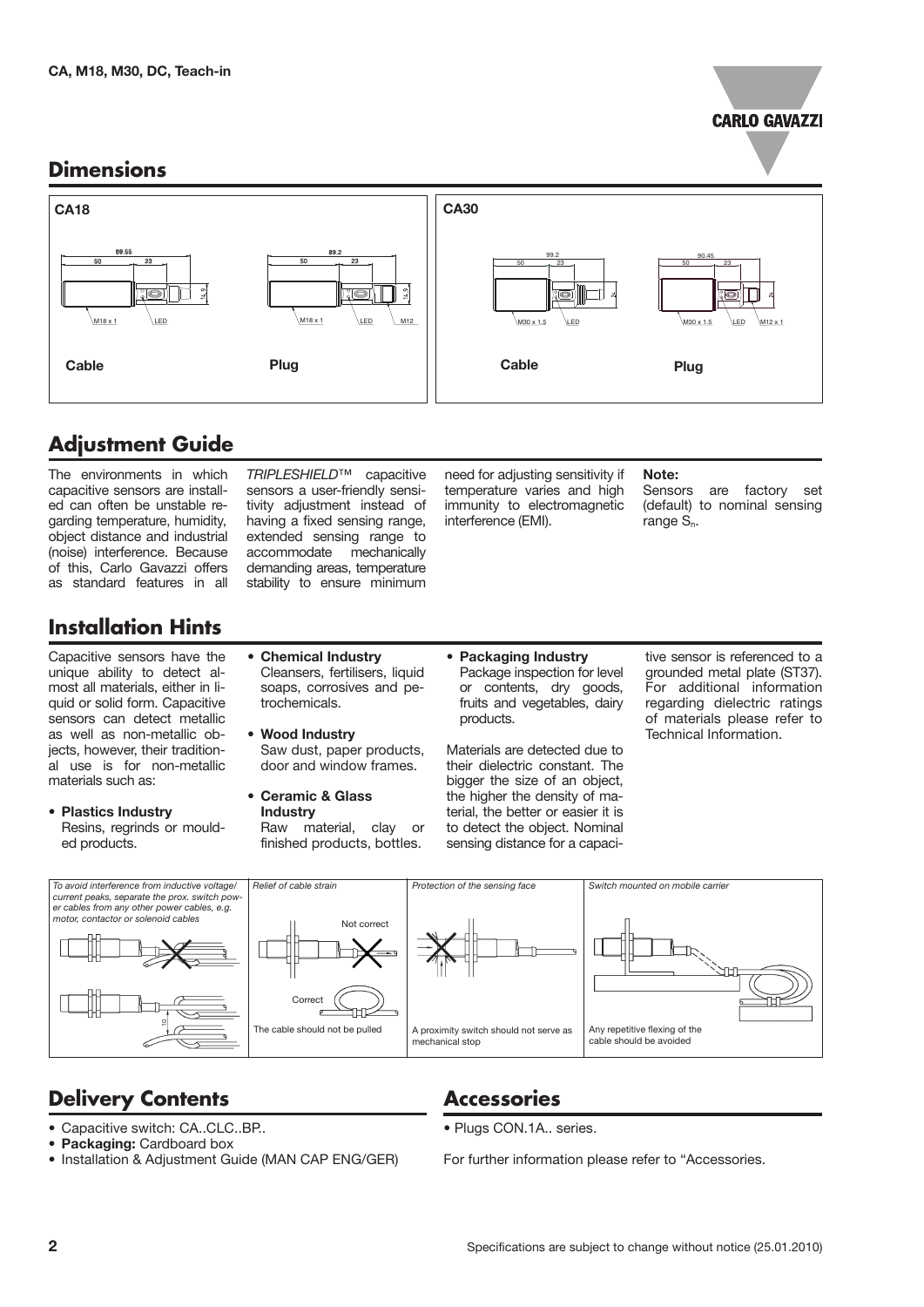## Dimensions

**CA18**

Cable — 69.55; 50; 23; 14.9; M18 x 1; LED

Plug — 89.2; 50; 23; 14.9; M18 x 1; LED; M12

**CA30**

Cable — 99.2; 50; 23; M30 x 1.5; LED

Plug — 90.45; 50; 23; M30 x 1.5; LED; M12 x 1

## Adjustment Guide

The environments in which capacitive sensors are installed can often be unstable regarding temperature, humidity, object distance and industrial (noise) interference. Because of this, Carlo Gavazzi offers as standard features in all *TRIPLESHIELD*™ capacitive sensors a user-friendly sensitivity adjustment instead of having a fixed sensing range, extended sensing range to accommodate mechanically demanding areas, temperature stability to ensure minimum need for adjusting sensitivity if temperature varies and high immunity to electromagnetic interference (EMI).

**Note:**
Sensors are factory set (default) to nominal sensing range $S_n$.

## Installation Hints

Capacitive sensors have the unique ability to detect almost all materials, either in liquid or solid form. Capacitive sensors can detect metallic as well as non-metallic objects, however, their traditional use is for non-metallic materials such as:

- **Plastics Industry**
  Resins, regrinds or moulded products.
- **Chemical Industry**
  Cleansers, fertilisers, liquid soaps, corrosives and petrochemicals.
- **Wood Industry**
  Saw dust, paper products, door and window frames.
- **Ceramic & Glass Industry**
  Raw material, clay or finished products, bottles.
- **Packaging Industry**
  Package inspection for level or contents, dry goods, fruits and vegetables, dairy products.

Materials are detected due to their dielectric constant. The bigger the size of an object, the higher the density of material, the better or easier it is to detect the object. Nominal sensing distance for a capacitive sensor is referenced to a grounded metal plate (ST37). For additional information regarding dielectric ratings of materials please refer to Technical Information.

*To avoid interference from inductive voltage/ current peaks, separate the prox. switch power cables from any other power cables, e.g. motor, contactor or solenoid cables*

*Relief of cable strain* — Not correct / Correct — The cable should not be pulled

*Protection of the sensing face* — A proximity switch should not serve as mechanical stop

*Switch mounted on mobile carrier* — Any repetitive flexing of the cable should be avoided

## Delivery Contents

- Capacitive switch: CA..CLC..BP..
- **Packaging:** Cardboard box
- Installation & Adjustment Guide (MAN CAP ENG/GER)

## Accessories

- Plugs CON.1A.. series.

For further information please refer to "Accessories.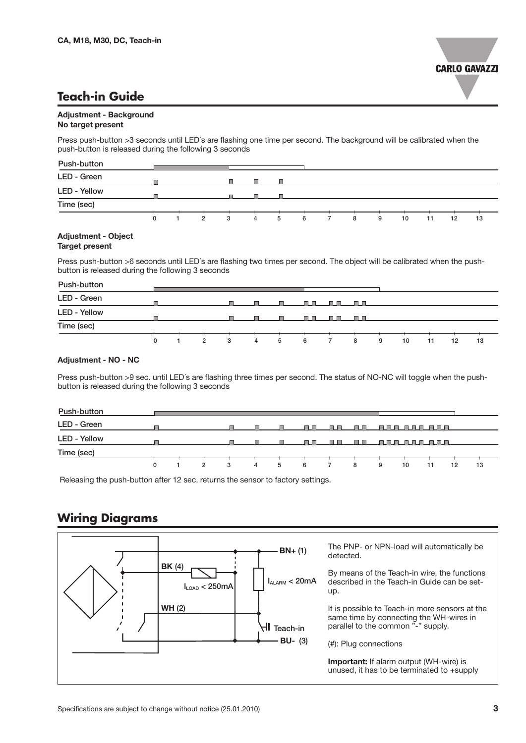## Teach-in Guide

**Adjustment - Background**
**No target present**

Press push-button >3 seconds until LED´s are flashing one time per second. The background will be calibrated when the push-button is released during the following 3 seconds

Push-button
LED - Green
LED - Yellow
Time (sec)
0 1 2 3 4 5 6 7 8 9 10 11 12 13

**Adjustment - Object**
**Target present**

Press push-button >6 seconds until LED´s are flashing two times per second. The object will be calibrated when the push-button is released during the following 3 seconds

Push-button
LED - Green
LED - Yellow
Time (sec)
0 1 2 3 4 5 6 7 8 9 10 11 12 13

**Adjustment - NO - NC**

Press push-button >9 sec. until LED´s are flashing three times per second. The status of NO-NC will toggle when the push-button is released during the following 3 seconds

Push-button
LED - Green
LED - Yellow
Time (sec)
0 1 2 3 4 5 6 7 8 9 10 11 12 13

Releasing the push-button after 12 sec. returns the sensor to factory settings.

## Wiring Diagrams

BN+ (1)
BK (4)
$I_{LOAD}$ < 250mA
$I_{ALARM}$ < 20mA
WH (2)
Teach-in
BU- (3)

The PNP- or NPN-load will automatically be detected.

By means of the Teach-in wire, the functions described in the Teach-in Guide can be set-up.

It is possible to Teach-in more sensors at the same time by connecting the WH-wires in parallel to the common "-" supply.

(#): Plug connections

**Important:** If alarm output (WH-wire) is unused, it has to be terminated to +supply

Specifications are subject to change without notice (25.01.2010)